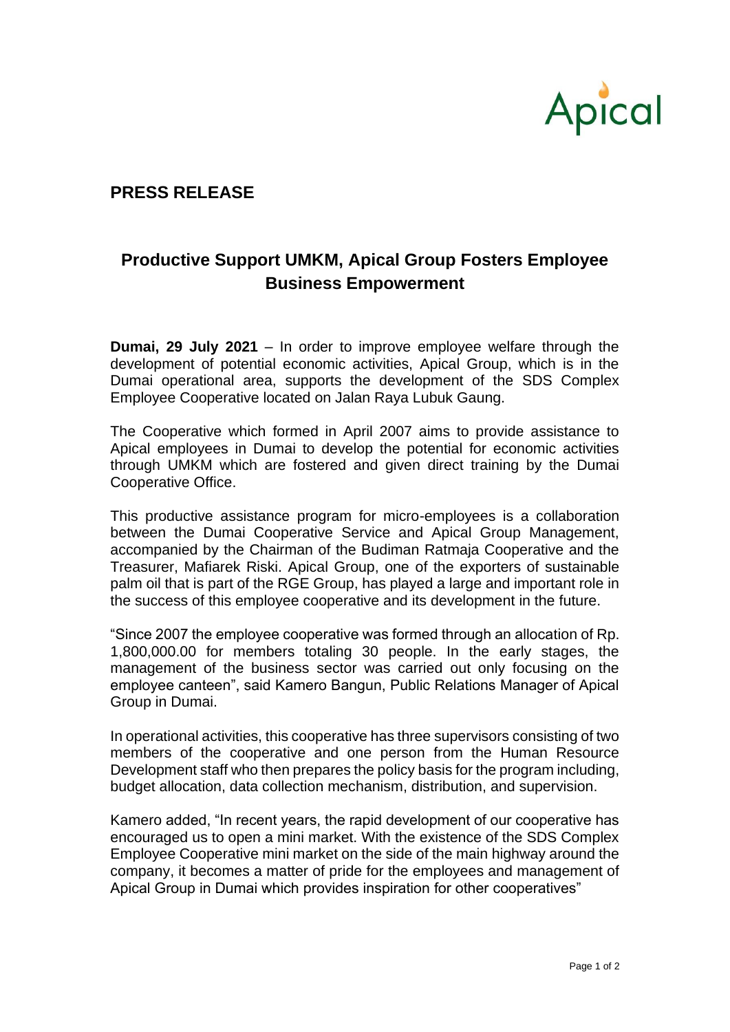# PRESS RELEASE

## Productive Support UMKM, Apical Group Fosters Employee Business Empowerment

**Dumai, 29 July 2021** – In order to improve employee welfare through the development of potential economic activities, Apical Group, which is in the Dumai operational area, supports the development of the SDS Complex Employee Cooperative located on Jalan Raya Lubuk Gaung.

The Cooperative which formed in April 2007 aims to provide assistance to Apical employees in Dumai to develop the potential for economic activities through UMKM which are fostered and given direct training by the Dumai Cooperative Office.

This productive assistance program for micro-employees is a collaboration between the Dumai Cooperative Service and Apical Group Management, accompanied by the Chairman of the Budiman Ratmaja Cooperative and the Treasurer, Mafiarek Riski. Apical Group, one of the exporters of sustainable palm oil that is part of the RGE Group, has played a large and important role in the success of this employee cooperative and its development in the future.

"Since 2007 the employee cooperative was formed through an allocation of Rp. 1,800,000.00 for members totaling 30 people. In the early stages, the management of the business sector was carried out only focusing on the employee canteen", said Kamero Bangun, Public Relations Manager of Apical Group in Dumai.

In operational activities, this cooperative has three supervisors consisting of two members of the cooperative and one person from the Human Resource Development staff who then prepares the policy basis for the program including, budget allocation, data collection mechanism, distribution, and supervision.

Kamero added, "In recent years, the rapid development of our cooperative has encouraged us to open a mini market. With the existence of the SDS Complex Employee Cooperative mini market on the side of the main highway around the company, it becomes a matter of pride for the employees and management of Apical Group in Dumai which provides inspiration for other cooperatives"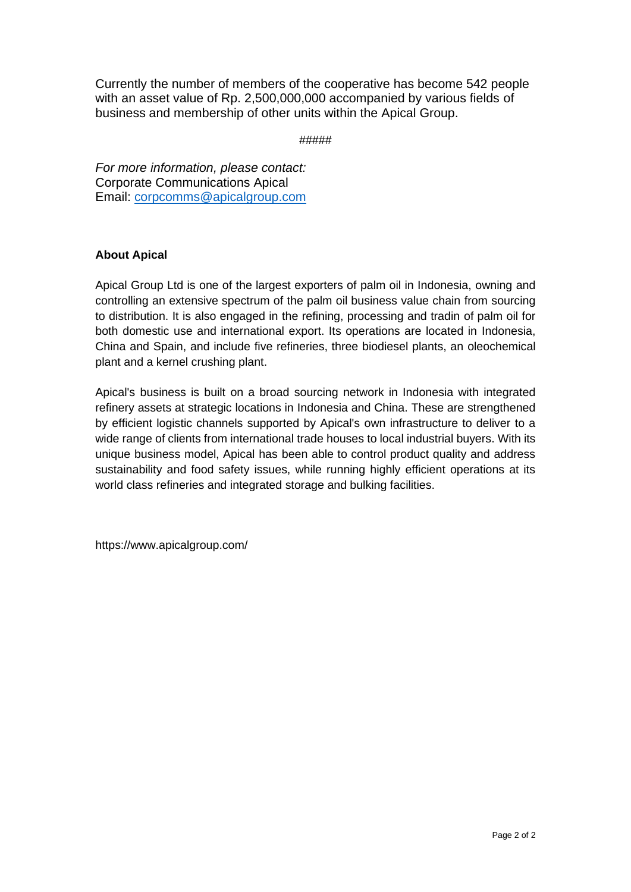Currently the number of members of the cooperative has become 542 people with an asset value of Rp. 2,500,000,000 accompanied by various fields of business and membership of other units within the Apical Group.

#####

*For more information, please contact:*
Corporate Communications Apical
Email: [corpcomms@apicalgroup.com](mailto:corpcomms@apicalgroup.com)

**About Apical**

Apical Group Ltd is one of the largest exporters of palm oil in Indonesia, owning and controlling an extensive spectrum of the palm oil business value chain from sourcing to distribution. It is also engaged in the refining, processing and tradin of palm oil for both domestic use and international export. Its operations are located in Indonesia, China and Spain, and include five refineries, three biodiesel plants, an oleochemical plant and a kernel crushing plant.

Apical's business is built on a broad sourcing network in Indonesia with integrated refinery assets at strategic locations in Indonesia and China. These are strengthened by efficient logistic channels supported by Apical's own infrastructure to deliver to a wide range of clients from international trade houses to local industrial buyers. With its unique business model, Apical has been able to control product quality and address sustainability and food safety issues, while running highly efficient operations at its world class refineries and integrated storage and bulking facilities.

https://www.apicalgroup.com/